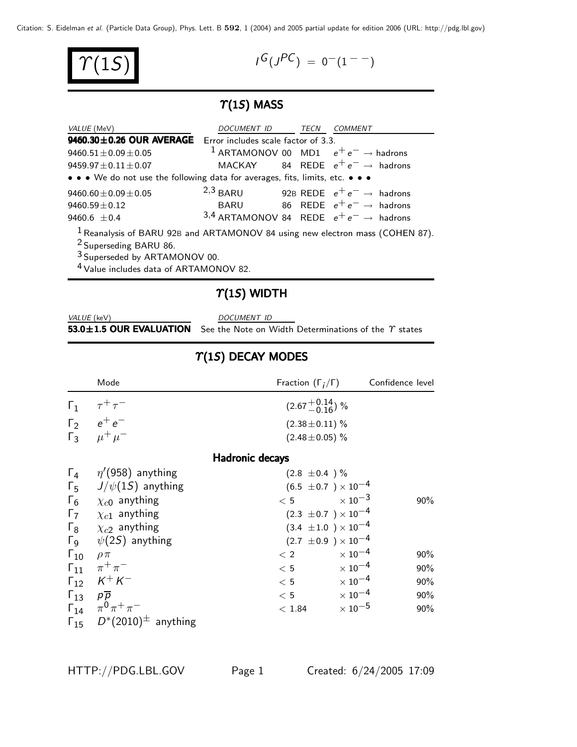Citation: S. Eidelman *et al.* (Particle Data Group), Phys. Lett. B **592**, 1 (2004) and 2005 partial update for edition 2006 (URL: http://pdg.lbl.gov)

# $\Upsilon(1S)$

$I^G(J^{PC}) = 0^-(1^{--})$

## $\Upsilon(1S)$ MASS

| VALUE (MeV) | DOCUMENT ID | | TECN | COMMENT |
|---|---|---|---|---|
| **9460.30±0.26 OUR AVERAGE** | Error includes scale factor of 3.3. | | | |
| $9460.51 \pm 0.09 \pm 0.05$ | [1] ARTAMONOV | 00 | MD1 | $e^+e^- \to$ hadrons |
| $9459.97 \pm 0.11 \pm 0.07$ | MACKAY | 84 | REDE | $e^+e^- \to$ hadrons |
| • • • We do not use the following data for averages, fits, limits, etc. • • • | | | | |
| $9460.60 \pm 0.09 \pm 0.05$ | [2,3] BARU | 92B | REDE | $e^+e^- \to$ hadrons |
| $9460.59 \pm 0.12$ | BARU | 86 | REDE | $e^+e^- \to$ hadrons |
| $9460.6 \pm 0.4$ | [3,4] ARTAMONOV | 84 | REDE | $e^+e^- \to$ hadrons |

[1] Reanalysis of BARU 92B and ARTAMONOV 84 using new electron mass (COHEN 87).
[2] Superseding BARU 86.
[3] Superseded by ARTAMONOV 00.
[4] Value includes data of ARTAMONOV 82.

## $\Upsilon(1S)$ WIDTH

| VALUE (keV) | DOCUMENT ID |
|---|---|
| **53.0±1.5 OUR EVALUATION** | See the Note on Width Determinations of the $\Upsilon$ states |

## $\Upsilon(1S)$ DECAY MODES

| | Mode | Fraction ($\Gamma_i/\Gamma$) | Confidence level |
|---|---|---|---|
| $\Gamma_1$ | $\tau^+\tau^-$ | $(2.67^{+0.14}_{-0.16})$ % | |
| $\Gamma_2$ | $e^+e^-$ | $(2.38 \pm 0.11)$ % | |
| $\Gamma_3$ | $\mu^+\mu^-$ | $(2.48 \pm 0.05)$ % | |
| | **Hadronic decays** | | |
| $\Gamma_4$ | $\eta'(958)$ anything | $(2.8 \pm 0.4)$ % | |
| $\Gamma_5$ | $J/\psi(1S)$ anything | $(6.5 \pm 0.7) \times 10^{-4}$ | |
| $\Gamma_6$ | $\chi_{c0}$ anything | $< 5 \times 10^{-3}$ | 90% |
| $\Gamma_7$ | $\chi_{c1}$ anything | $(2.3 \pm 0.7) \times 10^{-4}$ | |
| $\Gamma_8$ | $\chi_{c2}$ anything | $(3.4 \pm 1.0) \times 10^{-4}$ | |
| $\Gamma_9$ | $\psi(2S)$ anything | $(2.7 \pm 0.9) \times 10^{-4}$ | |
| $\Gamma_{10}$ | $\rho\pi$ | $< 2 \times 10^{-4}$ | 90% |
| $\Gamma_{11}$ | $\pi^+\pi^-$ | $< 5 \times 10^{-4}$ | 90% |
| $\Gamma_{12}$ | $K^+K^-$ | $< 5 \times 10^{-4}$ | 90% |
| $\Gamma_{13}$ | $p\overline{p}$ | $< 5 \times 10^{-4}$ | 90% |
| $\Gamma_{14}$ | $\pi^0\pi^+\pi^-$ | $< 1.84 \times 10^{-5}$ | 90% |
| $\Gamma_{15}$ | $D^*(2010)^\pm$ anything | | |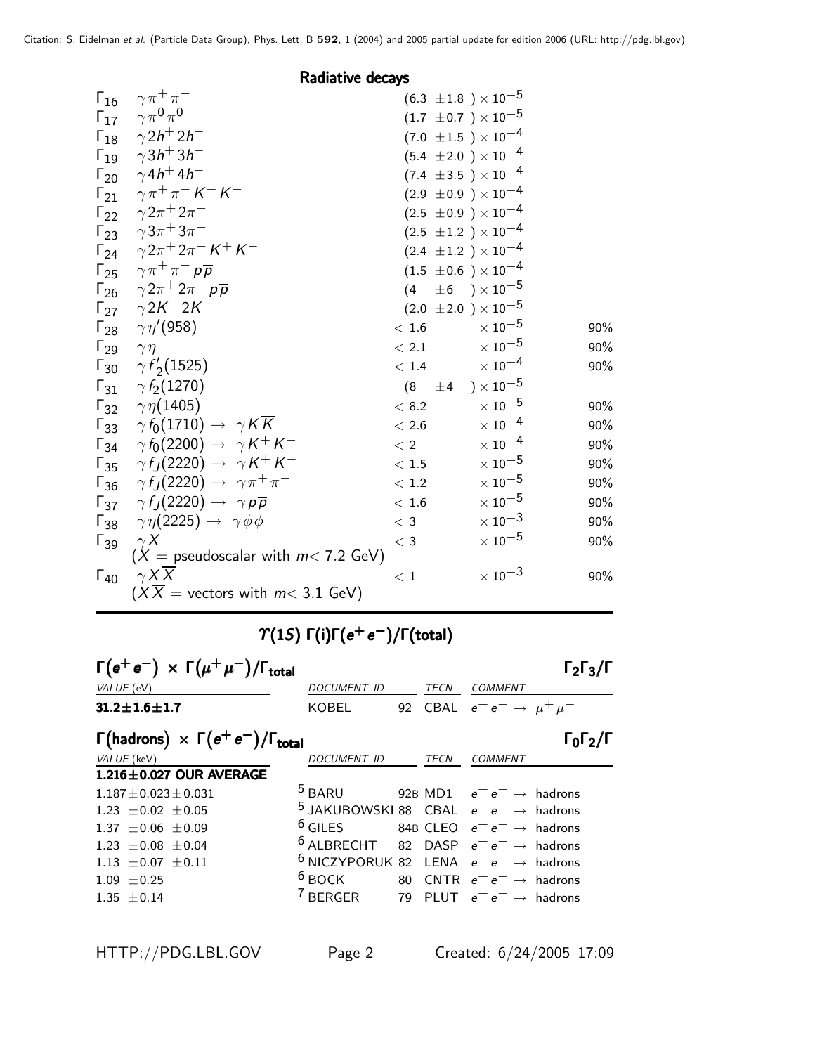## Radiative decays

| | Mode | Fraction ($\Gamma_i/\Gamma$) | Confidence level |
|---|---|---|---|
| $\Gamma_{16}$ | $\gamma \pi^+ \pi^-$ | $(6.3 \pm 1.8) \times 10^{-5}$ | |
| $\Gamma_{17}$ | $\gamma \pi^0 \pi^0$ | $(1.7 \pm 0.7) \times 10^{-5}$ | |
| $\Gamma_{18}$ | $\gamma 2h^+ 2h^-$ | $(7.0 \pm 1.5) \times 10^{-4}$ | |
| $\Gamma_{19}$ | $\gamma 3h^+ 3h^-$ | $(5.4 \pm 2.0) \times 10^{-4}$ | |
| $\Gamma_{20}$ | $\gamma 4h^+ 4h^-$ | $(7.4 \pm 3.5) \times 10^{-4}$ | |
| $\Gamma_{21}$ | $\gamma \pi^+ \pi^- K^+ K^-$ | $(2.9 \pm 0.9) \times 10^{-4}$ | |
| $\Gamma_{22}$ | $\gamma 2\pi^+ 2\pi^-$ | $(2.5 \pm 0.9) \times 10^{-4}$ | |
| $\Gamma_{23}$ | $\gamma 3\pi^+ 3\pi^-$ | $(2.5 \pm 1.2) \times 10^{-4}$ | |
| $\Gamma_{24}$ | $\gamma 2\pi^+ 2\pi^- K^+ K^-$ | $(2.4 \pm 1.2) \times 10^{-4}$ | |
| $\Gamma_{25}$ | $\gamma \pi^+ \pi^- p \overline{p}$ | $(1.5 \pm 0.6) \times 10^{-4}$ | |
| $\Gamma_{26}$ | $\gamma 2\pi^+ 2\pi^- p \overline{p}$ | $(4 \pm 6) \times 10^{-5}$ | |
| $\Gamma_{27}$ | $\gamma 2K^+ 2K^-$ | $(2.0 \pm 2.0) \times 10^{-5}$ | |
| $\Gamma_{28}$ | $\gamma \eta'(958)$ | $< 1.6 \times 10^{-5}$ | 90% |
| $\Gamma_{29}$ | $\gamma \eta$ | $< 2.1 \times 10^{-5}$ | 90% |
| $\Gamma_{30}$ | $\gamma f'_2(1525)$ | $< 1.4 \times 10^{-4}$ | 90% |
| $\Gamma_{31}$ | $\gamma f_2(1270)$ | $(8 \pm 4) \times 10^{-5}$ | |
| $\Gamma_{32}$ | $\gamma \eta(1405)$ | $< 8.2 \times 10^{-5}$ | 90% |
| $\Gamma_{33}$ | $\gamma f_0(1710) \to \gamma K \overline{K}$ | $< 2.6 \times 10^{-4}$ | 90% |
| $\Gamma_{34}$ | $\gamma f_0(2200) \to \gamma K^+ K^-$ | $< 2 \times 10^{-4}$ | 90% |
| $\Gamma_{35}$ | $\gamma f_J(2220) \to \gamma K^+ K^-$ | $< 1.5 \times 10^{-5}$ | 90% |
| $\Gamma_{36}$ | $\gamma f_J(2220) \to \gamma \pi^+ \pi^-$ | $< 1.2 \times 10^{-5}$ | 90% |
| $\Gamma_{37}$ | $\gamma f_J(2220) \to \gamma p \overline{p}$ | $< 1.6 \times 10^{-5}$ | 90% |
| $\Gamma_{38}$ | $\gamma \eta(2225) \to \gamma \phi \phi$ | $< 3 \times 10^{-3}$ | 90% |
| $\Gamma_{39}$ | $\gamma X$ ($X$ = pseudoscalar with $m <$ 7.2 GeV) | $< 3 \times 10^{-5}$ | 90% |
| $\Gamma_{40}$ | $\gamma X \overline{X}$ ($X \overline{X}$ = vectors with $m <$ 3.1 GeV) | $< 1 \times 10^{-3}$ | 90% |

## $\Upsilon(1S)$ $\Gamma(i)\Gamma(e^+e^-)/\Gamma(\text{total})$

### $\Gamma(e^+e^-) \times \Gamma(\mu^+\mu^-)/\Gamma_{\text{total}}$ — $\Gamma_2\Gamma_3/\Gamma$

| VALUE (eV) | DOCUMENT ID | | TECN | COMMENT |
|---|---|---|---|---|
| **31.2±1.6±1.7** | KOBEL | 92 | CBAL | $e^+e^- \to \mu^+\mu^-$ |

### $\Gamma(\text{hadrons}) \times \Gamma(e^+e^-)/\Gamma_{\text{total}}$ — $\Gamma_0\Gamma_2/\Gamma$

| VALUE (keV) | DOCUMENT ID | | TECN | COMMENT |
|---|---|---|---|---|
| **1.216±0.027 OUR AVERAGE** | | | | |
| 1.187±0.023±0.031 | [5] BARU | 92B | MD1 | $e^+e^- \to$ hadrons |
| 1.23 ±0.02 ±0.05 | [5] JAKUBOWSKI | 88 | CBAL | $e^+e^- \to$ hadrons |
| 1.37 ±0.06 ±0.09 | [6] GILES | 84B | CLEO | $e^+e^- \to$ hadrons |
| 1.23 ±0.08 ±0.04 | [6] ALBRECHT | 82 | DASP | $e^+e^- \to$ hadrons |
| 1.13 ±0.07 ±0.11 | [6] NICZYPORUK | 82 | LENA | $e^+e^- \to$ hadrons |
| 1.09 ±0.25 | [6] BOCK | 80 | CNTR | $e^+e^- \to$ hadrons |
| 1.35 ±0.14 | [7] BERGER | 79 | PLUT | $e^+e^- \to$ hadrons |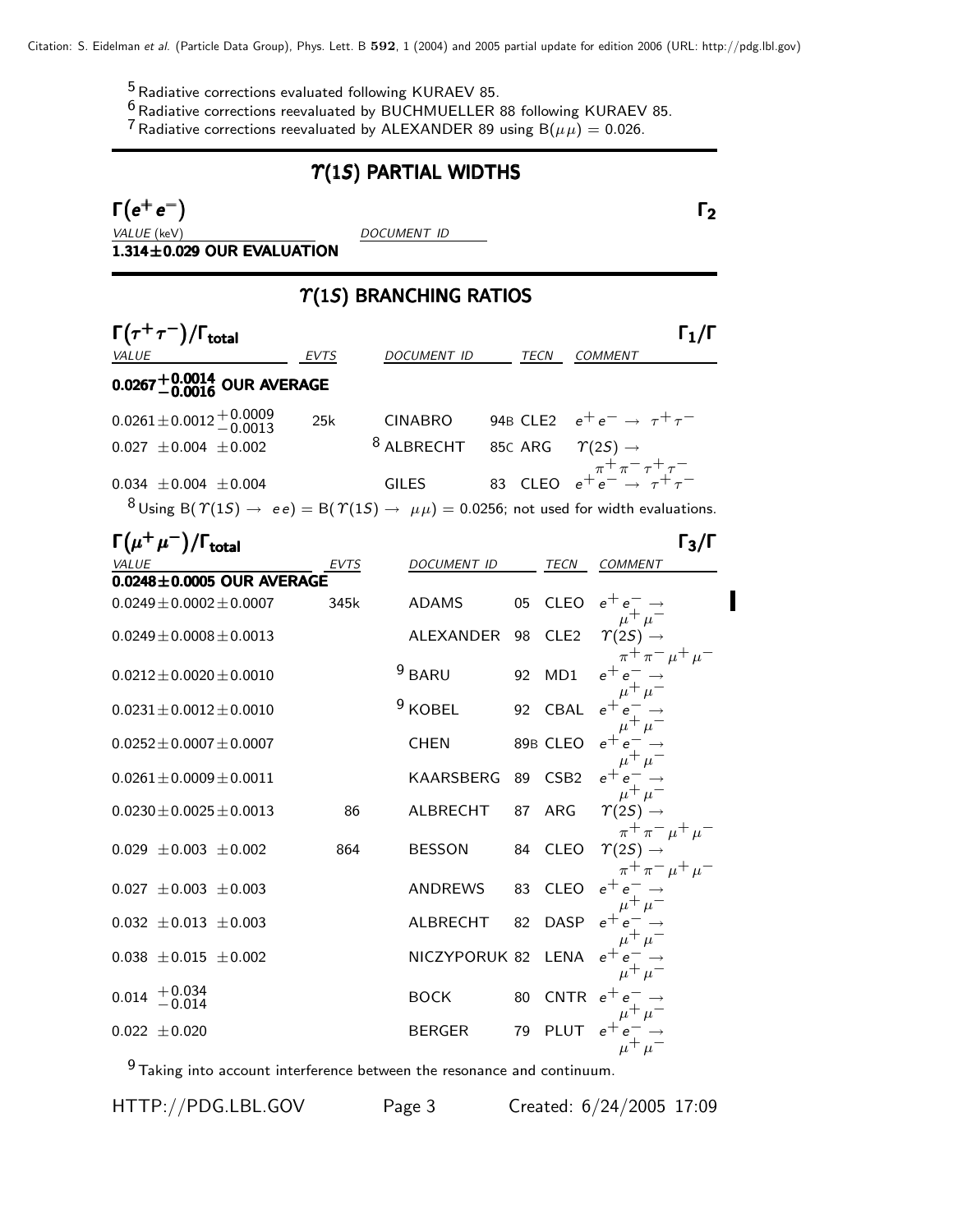[5] Radiative corrections evaluated following KURAEV 85.

[6] Radiative corrections reevaluated by BUCHMUELLER 88 following KURAEV 85.

[7] Radiative corrections reevaluated by ALEXANDER 89 using $B(\mu\mu) = 0.026$.

## $\Upsilon(1S)$ PARTIAL WIDTHS

### $\Gamma(e^+e^-)$ $\Gamma_2$

| VALUE (keV) | DOCUMENT ID |
|---|---|
| **1.314±0.029 OUR EVALUATION** | |

## $\Upsilon(1S)$ BRANCHING RATIOS

### $\Gamma(\tau^+\tau^-)/\Gamma_{total}$ $\Gamma_1/\Gamma$

| VALUE | EVTS | DOCUMENT ID | | TECN | COMMENT |
|---|---|---|---|---|---|
| **$0.0267^{+0.0014}_{-0.0016}$ OUR AVERAGE** | | | | | |
| $0.0261 \pm 0.0012^{+0.0009}_{-0.0013}$ | 25k | CINABRO | 94B | CLE2 | $e^+e^- \to \tau^+\tau^-$ |
| $0.027 \pm 0.004 \pm 0.002$ | | [8] ALBRECHT | 85C | ARG | $\Upsilon(2S) \to \pi^+\pi^-\tau^+\tau^-$ |
| $0.034 \pm 0.004 \pm 0.004$ | | GILES | 83 | CLEO | $e^+e^- \to \tau^+\tau^-$ |

[8] Using $B(\Upsilon(1S) \to ee) = B(\Upsilon(1S) \to \mu\mu) = 0.0256$; not used for width evaluations.

### $\Gamma(\mu^+\mu^-)/\Gamma_{total}$ $\Gamma_3/\Gamma$

| VALUE | EVTS | DOCUMENT ID | | TECN | COMMENT |
|---|---|---|---|---|---|
| **0.0248±0.0005 OUR AVERAGE** | | | | | |
| $0.0249 \pm 0.0002 \pm 0.0007$ | 345k | ADAMS | 05 | CLEO | $e^+e^- \to \mu^+\mu^-$ |
| $0.0249 \pm 0.0008 \pm 0.0013$ | | ALEXANDER | 98 | CLE2 | $\Upsilon(2S) \to \pi^+\pi^-\mu^+\mu^-$ |
| $0.0212 \pm 0.0020 \pm 0.0010$ | | [9] BARU | 92 | MD1 | $e^+e^- \to \mu^+\mu^-$ |
| $0.0231 \pm 0.0012 \pm 0.0010$ | | [9] KOBEL | 92 | CBAL | $e^+e^- \to \mu^+\mu^-$ |
| $0.0252 \pm 0.0007 \pm 0.0007$ | | CHEN | 89B | CLEO | $e^+e^- \to \mu^+\mu^-$ |
| $0.0261 \pm 0.0009 \pm 0.0011$ | | KAARSBERG | 89 | CSB2 | $e^+e^- \to \mu^+\mu^-$ |
| $0.0230 \pm 0.0025 \pm 0.0013$ | 86 | ALBRECHT | 87 | ARG | $\Upsilon(2S) \to \pi^+\pi^-\mu^+\mu^-$ |
| $0.029 \pm 0.003 \pm 0.002$ | 864 | BESSON | 84 | CLEO | $\Upsilon(2S) \to \pi^+\pi^-\mu^+\mu^-$ |
| $0.027 \pm 0.003 \pm 0.003$ | | ANDREWS | 83 | CLEO | $e^+e^- \to \mu^+\mu^-$ |
| $0.032 \pm 0.013 \pm 0.003$ | | ALBRECHT | 82 | DASP | $e^+e^- \to \mu^+\mu^-$ |
| $0.038 \pm 0.015 \pm 0.002$ | | NICZYPORUK | 82 | LENA | $e^+e^- \to \mu^+\mu^-$ |
| $0.014 \; ^{+0.034}_{-0.014}$ | | BOCK | 80 | CNTR | $e^+e^- \to \mu^+\mu^-$ |
| $0.022 \pm 0.020$ | | BERGER | 79 | PLUT | $e^+e^- \to \mu^+\mu^-$ |

[9] Taking into account interference between the resonance and continuum.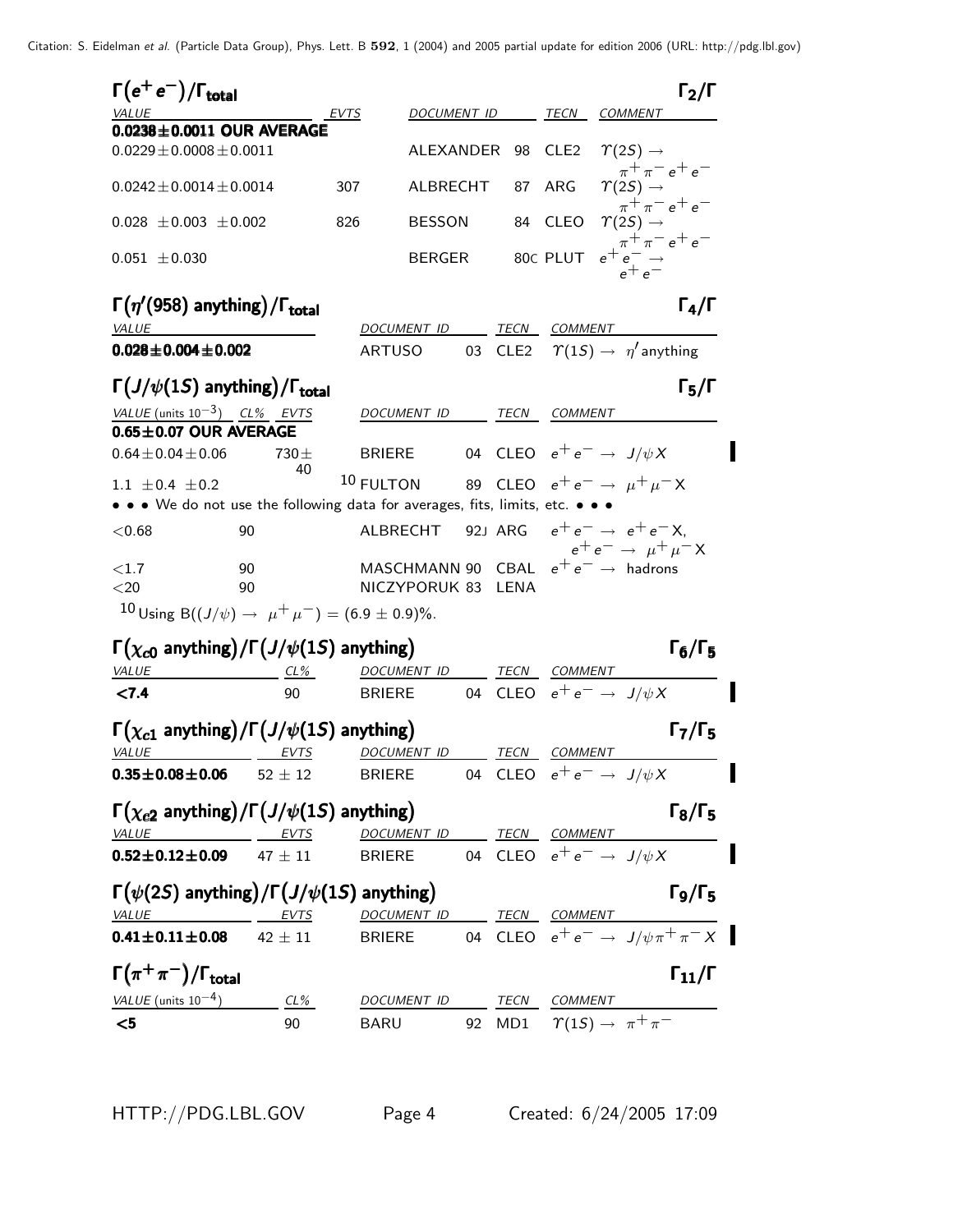## $\Gamma(e^+e^-)/\Gamma_{\text{total}}$ — $\Gamma_2/\Gamma$

| VALUE | EVTS | DOCUMENT ID | | TECN | COMMENT |
|---|---|---|---|---|---|
| **0.0238±0.0011 OUR AVERAGE** | | | | | |
| $0.0229 \pm 0.0008 \pm 0.0011$ | | ALEXANDER | 98 | CLE2 | $\Upsilon(2S) \rightarrow \pi^+\pi^- e^+e^-$ |
| $0.0242 \pm 0.0014 \pm 0.0014$ | 307 | ALBRECHT | 87 | ARG | $\Upsilon(2S) \rightarrow \pi^+\pi^- e^+e^-$ |
| $0.028 \pm 0.003 \pm 0.002$ | 826 | BESSON | 84 | CLEO | $\Upsilon(2S) \rightarrow \pi^+\pi^- e^+e^-$ |
| $0.051 \pm 0.030$ | | BERGER | 80C | PLUT | $e^+e^- \rightarrow e^+e^-$ |

## $\Gamma(\eta'(958)\text{ anything})/\Gamma_{\text{total}}$ — $\Gamma_4/\Gamma$

| VALUE | DOCUMENT ID | | TECN | COMMENT |
|---|---|---|---|---|
| **0.028±0.004±0.002** | ARTUSO | 03 | CLE2 | $\Upsilon(1S) \rightarrow \eta'$ anything |

## $\Gamma(J/\psi(1S)\text{ anything})/\Gamma_{\text{total}}$ — $\Gamma_5/\Gamma$

| VALUE (units $10^{-3}$) | CL% | EVTS | DOCUMENT ID | | TECN | COMMENT |
|---|---|---|---|---|---|---|
| **0.65±0.07 OUR AVERAGE** | | | | | | |
| $0.64 \pm 0.04 \pm 0.06$ | | $730 \pm 40$ | BRIERE | 04 | CLEO | $e^+e^- \rightarrow J/\psi X$ |
| $1.1 \pm 0.4 \pm 0.2$ | | | FULTON [10] | 89 | CLEO | $e^+e^- \rightarrow \mu^+\mu^- X$ |
| • • • We do not use the following data for averages, fits, limits, etc. • • • | | | | | | |
| $<0.68$ | 90 | | ALBRECHT | 92J | ARG | $e^+e^- \rightarrow e^+e^- X$, $e^+e^- \rightarrow \mu^+\mu^- X$ |
| $<1.7$ | 90 | | MASCHMANN | 90 | CBAL | $e^+e^- \rightarrow$ hadrons |
| $<20$ | 90 | | NICZYPORUK | 83 | LENA | |

[10] Using $B((J/\psi) \rightarrow \mu^+\mu^-) = (6.9 \pm 0.9)\%$.

## $\Gamma(\chi_{c0}\text{ anything})/\Gamma(J/\psi(1S)\text{ anything})$ — $\Gamma_6/\Gamma_5$

| VALUE | CL% | DOCUMENT ID | | TECN | COMMENT |
|---|---|---|---|---|---|
| **<7.4** | 90 | BRIERE | 04 | CLEO | $e^+e^- \rightarrow J/\psi X$ |

## $\Gamma(\chi_{c1}\text{ anything})/\Gamma(J/\psi(1S)\text{ anything})$ — $\Gamma_7/\Gamma_5$

| VALUE | EVTS | DOCUMENT ID | | TECN | COMMENT |
|---|---|---|---|---|---|
| **0.35±0.08±0.06** | $52 \pm 12$ | BRIERE | 04 | CLEO | $e^+e^- \rightarrow J/\psi X$ |

## $\Gamma(\chi_{c2}\text{ anything})/\Gamma(J/\psi(1S)\text{ anything})$ — $\Gamma_8/\Gamma_5$

| VALUE | EVTS | DOCUMENT ID | | TECN | COMMENT |
|---|---|---|---|---|---|
| **0.52±0.12±0.09** | $47 \pm 11$ | BRIERE | 04 | CLEO | $e^+e^- \rightarrow J/\psi X$ |

## $\Gamma(\psi(2S)\text{ anything})/\Gamma(J/\psi(1S)\text{ anything})$ — $\Gamma_9/\Gamma_5$

| VALUE | EVTS | DOCUMENT ID | | TECN | COMMENT |
|---|---|---|---|---|---|
| **0.41±0.11±0.08** | $42 \pm 11$ | BRIERE | 04 | CLEO | $e^+e^- \rightarrow J/\psi \pi^+\pi^- X$ |

## $\Gamma(\pi^+\pi^-)/\Gamma_{\text{total}}$ — $\Gamma_{11}/\Gamma$

| VALUE (units $10^{-4}$) | CL% | DOCUMENT ID | | TECN | COMMENT |
|---|---|---|---|---|---|
| **<5** | 90 | BARU | 92 | MD1 | $\Upsilon(1S) \rightarrow \pi^+\pi^-$ |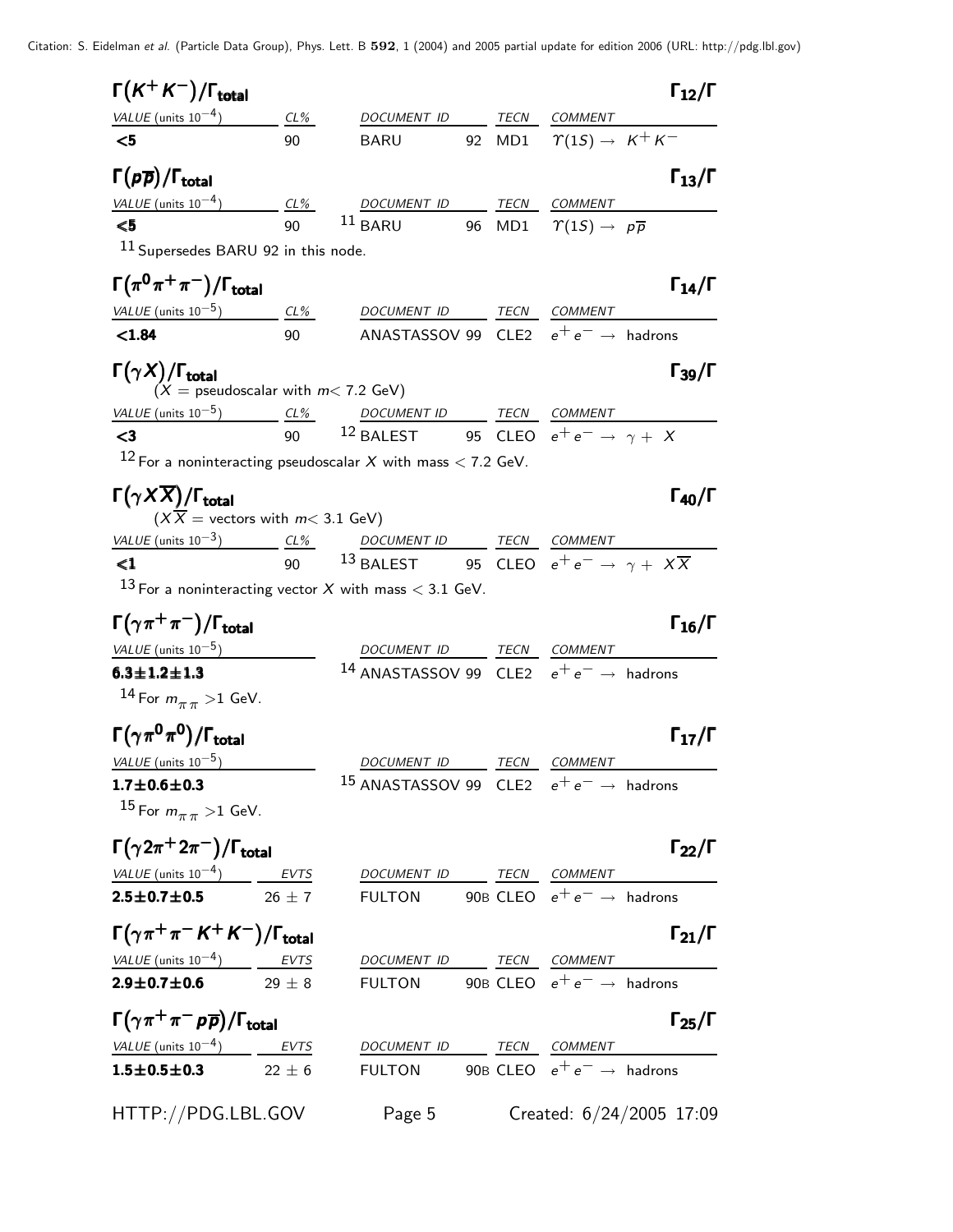### $\Gamma(K^+K^-)/\Gamma_{total}$ — $\Gamma_{12}/\Gamma$

| VALUE (units $10^{-4}$) | CL% | DOCUMENT ID | | TECN | COMMENT |
|---|---|---|---|---|---|
| **<5** | 90 | BARU | 92 | MD1 | $\Upsilon(1S) \rightarrow K^+K^-$ |

### $\Gamma(p\overline{p})/\Gamma_{total}$ — $\Gamma_{13}/\Gamma$

| VALUE (units $10^{-4}$) | CL% | DOCUMENT ID | | TECN | COMMENT |
|---|---|---|---|---|---|
| **<5** | 90 | [11] BARU | 96 | MD1 | $\Upsilon(1S) \rightarrow p\overline{p}$ |

[11] Supersedes BARU 92 in this node.

### $\Gamma(\pi^0\pi^+\pi^-)/\Gamma_{total}$ — $\Gamma_{14}/\Gamma$

| VALUE (units $10^{-5}$) | CL% | DOCUMENT ID | | TECN | COMMENT |
|---|---|---|---|---|---|
| **<1.84** | 90 | ANASTASSOV | 99 | CLE2 | $e^+e^- \rightarrow$ hadrons |

### $\Gamma(\gamma X)/\Gamma_{total}$ — $\Gamma_{39}/\Gamma$

($X$ = pseudoscalar with $m$< 7.2 GeV)

| VALUE (units $10^{-5}$) | CL% | DOCUMENT ID | | TECN | COMMENT |
|---|---|---|---|---|---|
| **<3** | 90 | [12] BALEST | 95 | CLEO | $e^+e^- \rightarrow \gamma + X$ |

[12] For a noninteracting pseudoscalar $X$ with mass < 7.2 GeV.

### $\Gamma(\gamma X\overline{X})/\Gamma_{total}$ — $\Gamma_{40}/\Gamma$

($X\overline{X}$ = vectors with $m$< 3.1 GeV)

| VALUE (units $10^{-3}$) | CL% | DOCUMENT ID | | TECN | COMMENT |
|---|---|---|---|---|---|
| **<1** | 90 | [13] BALEST | 95 | CLEO | $e^+e^- \rightarrow \gamma + X\overline{X}$ |

[13] For a noninteracting vector $X$ with mass < 3.1 GeV.

### $\Gamma(\gamma\pi^+\pi^-)/\Gamma_{total}$ — $\Gamma_{16}/\Gamma$

| VALUE (units $10^{-5}$) | DOCUMENT ID | | TECN | COMMENT |
|---|---|---|---|---|
| **6.3±1.2±1.3** | [14] ANASTASSOV | 99 | CLE2 | $e^+e^- \rightarrow$ hadrons |

[14] For $m_{\pi\pi}$ >1 GeV.

### $\Gamma(\gamma\pi^0\pi^0)/\Gamma_{total}$ — $\Gamma_{17}/\Gamma$

| VALUE (units $10^{-5}$) | DOCUMENT ID | | TECN | COMMENT |
|---|---|---|---|---|
| **1.7±0.6±0.3** | [15] ANASTASSOV | 99 | CLE2 | $e^+e^- \rightarrow$ hadrons |

[15] For $m_{\pi\pi}$ >1 GeV.

### $\Gamma(\gamma 2\pi^+2\pi^-)/\Gamma_{total}$ — $\Gamma_{22}/\Gamma$

| VALUE (units $10^{-4}$) | EVTS | DOCUMENT ID | | TECN | COMMENT |
|---|---|---|---|---|---|
| **2.5±0.7±0.5** | 26 ± 7 | FULTON | 90B | CLEO | $e^+e^- \rightarrow$ hadrons |

### $\Gamma(\gamma\pi^+\pi^-K^+K^-)/\Gamma_{total}$ — $\Gamma_{21}/\Gamma$

| VALUE (units $10^{-4}$) | EVTS | DOCUMENT ID | | TECN | COMMENT |
|---|---|---|---|---|---|
| **2.9±0.7±0.6** | 29 ± 8 | FULTON | 90B | CLEO | $e^+e^- \rightarrow$ hadrons |

### $\Gamma(\gamma\pi^+\pi^-p\overline{p})/\Gamma_{total}$ — $\Gamma_{25}/\Gamma$

| VALUE (units $10^{-4}$) | EVTS | DOCUMENT ID | | TECN | COMMENT |
|---|---|---|---|---|---|
| **1.5±0.5±0.3** | 22 ± 6 | FULTON | 90B | CLEO | $e^+e^- \rightarrow$ hadrons |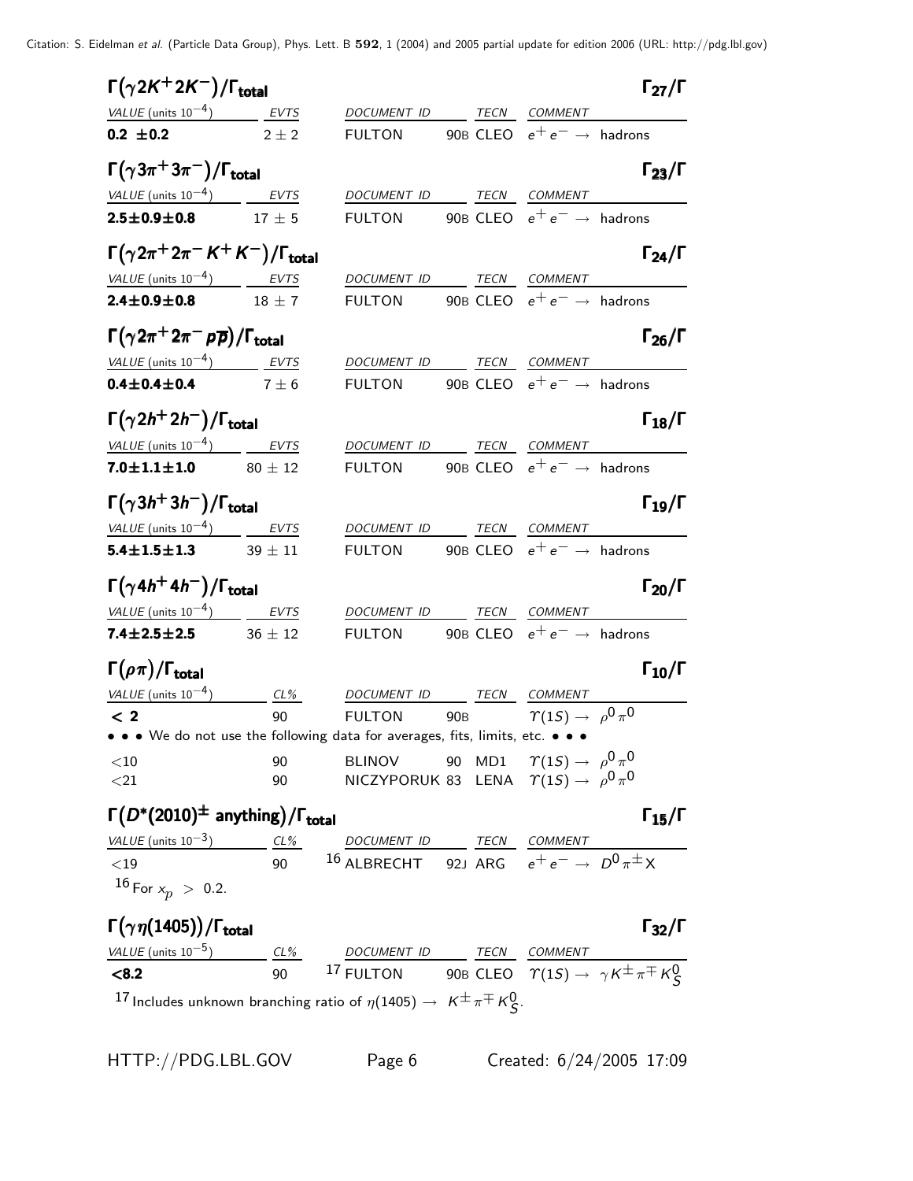### $\Gamma(\gamma 2K^+ 2K^-)/\Gamma_{\text{total}}$ $\Gamma_{27}/\Gamma$

| VALUE (units $10^{-4}$) | EVTS | DOCUMENT ID | | TECN | COMMENT |
|---|---|---|---|---|---|
| **0.2 ±0.2** | $2 \pm 2$ | FULTON | 90B | CLEO | $e^+ e^- \rightarrow$ hadrons |

### $\Gamma(\gamma 3\pi^+ 3\pi^-)/\Gamma_{\text{total}}$ $\Gamma_{23}/\Gamma$

| VALUE (units $10^{-4}$) | EVTS | DOCUMENT ID | | TECN | COMMENT |
|---|---|---|---|---|---|
| **2.5±0.9±0.8** | $17 \pm 5$ | FULTON | 90B | CLEO | $e^+ e^- \rightarrow$ hadrons |

### $\Gamma(\gamma 2\pi^+ 2\pi^- K^+ K^-)/\Gamma_{\text{total}}$ $\Gamma_{24}/\Gamma$

| VALUE (units $10^{-4}$) | EVTS | DOCUMENT ID | | TECN | COMMENT |
|---|---|---|---|---|---|
| **2.4±0.9±0.8** | $18 \pm 7$ | FULTON | 90B | CLEO | $e^+ e^- \rightarrow$ hadrons |

### $\Gamma(\gamma 2\pi^+ 2\pi^- p\overline{p})/\Gamma_{\text{total}}$ $\Gamma_{26}/\Gamma$

| VALUE (units $10^{-4}$) | EVTS | DOCUMENT ID | | TECN | COMMENT |
|---|---|---|---|---|---|
| **0.4±0.4±0.4** | $7 \pm 6$ | FULTON | 90B | CLEO | $e^+ e^- \rightarrow$ hadrons |

### $\Gamma(\gamma 2h^+ 2h^-)/\Gamma_{\text{total}}$ $\Gamma_{18}/\Gamma$

| VALUE (units $10^{-4}$) | EVTS | DOCUMENT ID | | TECN | COMMENT |
|---|---|---|---|---|---|
| **7.0±1.1±1.0** | $80 \pm 12$ | FULTON | 90B | CLEO | $e^+ e^- \rightarrow$ hadrons |

### $\Gamma(\gamma 3h^+ 3h^-)/\Gamma_{\text{total}}$ $\Gamma_{19}/\Gamma$

| VALUE (units $10^{-4}$) | EVTS | DOCUMENT ID | | TECN | COMMENT |
|---|---|---|---|---|---|
| **5.4±1.5±1.3** | $39 \pm 11$ | FULTON | 90B | CLEO | $e^+ e^- \rightarrow$ hadrons |

### $\Gamma(\gamma 4h^+ 4h^-)/\Gamma_{\text{total}}$ $\Gamma_{20}/\Gamma$

| VALUE (units $10^{-4}$) | EVTS | DOCUMENT ID | | TECN | COMMENT |
|---|---|---|---|---|---|
| **7.4±2.5±2.5** | $36 \pm 12$ | FULTON | 90B | CLEO | $e^+ e^- \rightarrow$ hadrons |

### $\Gamma(\rho\pi)/\Gamma_{\text{total}}$ $\Gamma_{10}/\Gamma$

| VALUE (units $10^{-4}$) | CL% | DOCUMENT ID | | TECN | COMMENT |
|---|---|---|---|---|---|
| **< 2** | 90 | FULTON | 90B | | $\Upsilon(1S) \rightarrow \rho^0 \pi^0$ |
| • • • We do not use the following data for averages, fits, limits, etc. • • • | | | | | |
| <10 | 90 | BLINOV | 90 | MD1 | $\Upsilon(1S) \rightarrow \rho^0 \pi^0$ |
| <21 | 90 | NICZYPORUK | 83 | LENA | $\Upsilon(1S) \rightarrow \rho^0 \pi^0$ |

### $\Gamma(D^*(2010)^{\pm}$ anything$)/\Gamma_{\text{total}}$ $\Gamma_{15}/\Gamma$

| VALUE (units $10^{-3}$) | CL% | DOCUMENT ID | | TECN | COMMENT |
|---|---|---|---|---|---|
| <19 | 90 | [16] ALBRECHT | 92J | ARG | $e^+ e^- \rightarrow D^0 \pi^{\pm} X$ |

[16] For $x_p > 0.2$.

### $\Gamma(\gamma\eta(1405))/\Gamma_{\text{total}}$ $\Gamma_{32}/\Gamma$

| VALUE (units $10^{-5}$) | CL% | DOCUMENT ID | | TECN | COMMENT |
|---|---|---|---|---|---|
| **<8.2** | 90 | [17] FULTON | 90B | CLEO | $\Upsilon(1S) \rightarrow \gamma K^{\pm} \pi^{\mp} K^0_S$ |

[17] Includes unknown branching ratio of $\eta(1405) \rightarrow K^{\pm} \pi^{\mp} K^0_S$.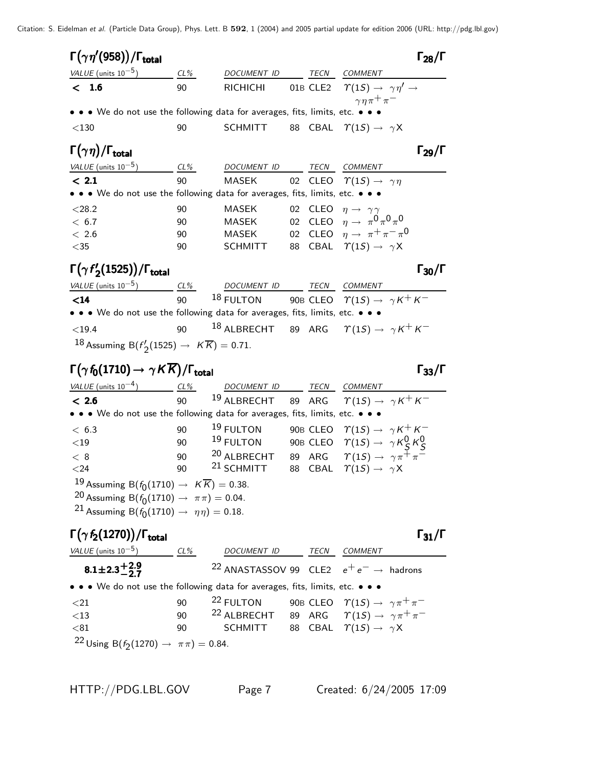### $\Gamma(\gamma\eta'(958))/\Gamma_{\text{total}}$ — $\Gamma_{28}/\Gamma$

| VALUE (units $10^{-5}$) | CL% | DOCUMENT ID | | TECN | COMMENT |
|---|---|---|---|---|---|
| **< 1.6** | 90 | RICHICHI | 01B | CLE2 | $\Upsilon(1S) \to \gamma\eta' \to \gamma\eta\pi^+\pi^-$ |
| • • • We do not use the following data for averages, fits, limits, etc. • • • | | | | | |
| <130 | 90 | SCHMITT | 88 | CBAL | $\Upsilon(1S) \to \gamma X$ |

### $\Gamma(\gamma\eta)/\Gamma_{\text{total}}$ — $\Gamma_{29}/\Gamma$

| VALUE (units $10^{-5}$) | CL% | DOCUMENT ID | | TECN | COMMENT |
|---|---|---|---|---|---|
| **< 2.1** | 90 | MASEK | 02 | CLEO | $\Upsilon(1S) \to \gamma\eta$ |
| • • • We do not use the following data for averages, fits, limits, etc. • • • | | | | | |
| <28.2 | 90 | MASEK | 02 | CLEO | $\eta \to \gamma\gamma$ |
| < 6.7 | 90 | MASEK | 02 | CLEO | $\eta \to \pi^0\pi^0\pi^0$ |
| < 2.6 | 90 | MASEK | 02 | CLEO | $\eta \to \pi^+\pi^-\pi^0$ |
| <35 | 90 | SCHMITT | 88 | CBAL | $\Upsilon(1S) \to \gamma X$ |

### $\Gamma(\gamma f'_2(1525))/\Gamma_{\text{total}}$ — $\Gamma_{30}/\Gamma$

| VALUE (units $10^{-5}$) | CL% | DOCUMENT ID | | TECN | COMMENT |
|---|---|---|---|---|---|
| **<14** | 90 | [18] FULTON | 90B | CLEO | $\Upsilon(1S) \to \gamma K^+K^-$ |
| • • • We do not use the following data for averages, fits, limits, etc. • • • | | | | | |
| <19.4 | 90 | [18] ALBRECHT | 89 | ARG | $\Upsilon(1S) \to \gamma K^+K^-$ |

[18] Assuming B($f'_2(1525) \to K\overline{K}$) = 0.71.

### $\Gamma(\gamma f_0(1710) \to \gamma K\overline{K})/\Gamma_{\text{total}}$ — $\Gamma_{33}/\Gamma$

| VALUE (units $10^{-4}$) | CL% | DOCUMENT ID | | TECN | COMMENT |
|---|---|---|---|---|---|
| **< 2.6** | 90 | [19] ALBRECHT | 89 | ARG | $\Upsilon(1S) \to \gamma K^+K^-$ |
| • • • We do not use the following data for averages, fits, limits, etc. • • • | | | | | |
| < 6.3 | 90 | [19] FULTON | 90B | CLEO | $\Upsilon(1S) \to \gamma K^+K^-$ |
| <19 | 90 | [19] FULTON | 90B | CLEO | $\Upsilon(1S) \to \gamma K^0_S K^0_S$ |
| < 8 | 90 | [20] ALBRECHT | 89 | ARG | $\Upsilon(1S) \to \gamma\pi^+\pi^-$ |
| <24 | 90 | [21] SCHMITT | 88 | CBAL | $\Upsilon(1S) \to \gamma X$ |

[19] Assuming B($f_0(1710) \to K\overline{K}$) = 0.38.
[20] Assuming B($f_0(1710) \to \pi\pi$) = 0.04.
[21] Assuming B($f_0(1710) \to \eta\eta$) = 0.18.

### $\Gamma(\gamma f_2(1270))/\Gamma_{\text{total}}$ — $\Gamma_{31}/\Gamma$

| VALUE (units $10^{-5}$) | CL% | DOCUMENT ID | | TECN | COMMENT |
|---|---|---|---|---|---|
| **$8.1\pm2.3^{+2.9}_{-2.7}$** | | [22] ANASTASSOV | 99 | CLE2 | $e^+e^- \to$ hadrons |
| • • • We do not use the following data for averages, fits, limits, etc. • • • | | | | | |
| <21 | 90 | [22] FULTON | 90B | CLEO | $\Upsilon(1S) \to \gamma\pi^+\pi^-$ |
| <13 | 90 | [22] ALBRECHT | 89 | ARG | $\Upsilon(1S) \to \gamma\pi^+\pi^-$ |
| <81 | 90 | SCHMITT | 88 | CBAL | $\Upsilon(1S) \to \gamma X$ |

[22] Using B($f_2(1270) \to \pi\pi$) = 0.84.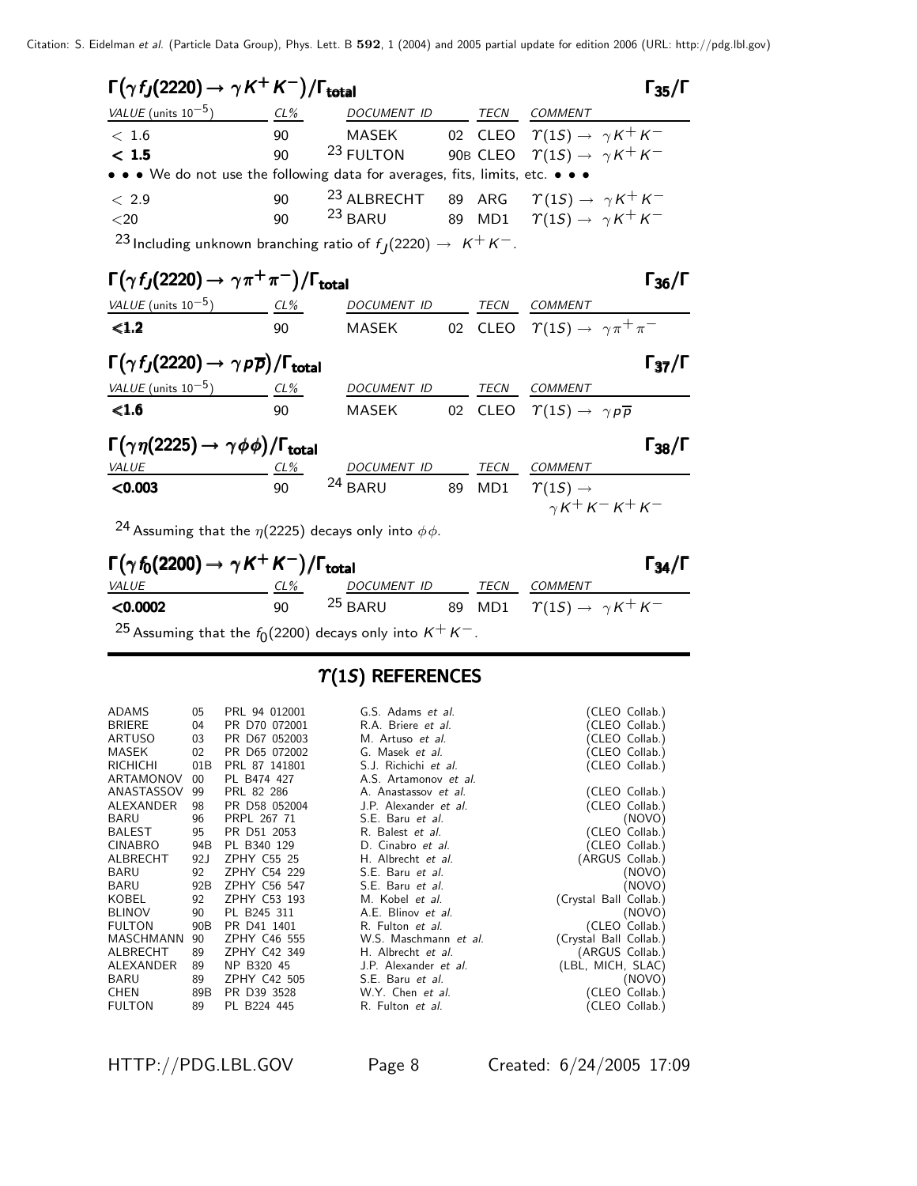### $\Gamma(\gamma f_J(2220) \to \gamma K^+ K^-)/\Gamma_{\text{total}}$ — $\Gamma_{35}/\Gamma$

| VALUE (units $10^{-5}$) | CL% | DOCUMENT ID | | TECN | COMMENT |
|---|---|---|---|---|---|
| $< 1.6$ | 90 | MASEK | 02 | CLEO | $\Upsilon(1S) \to \gamma K^+ K^-$ |
| **$< 1.5$** | 90 | [23] FULTON | 90B | CLEO | $\Upsilon(1S) \to \gamma K^+ K^-$ |
| • • • We do not use the following data for averages, fits, limits, etc. • • • | | | | | |
| $< 2.9$ | 90 | [23] ALBRECHT | 89 | ARG | $\Upsilon(1S) \to \gamma K^+ K^-$ |
| $<20$ | 90 | [23] BARU | 89 | MD1 | $\Upsilon(1S) \to \gamma K^+ K^-$ |

[23] Including unknown branching ratio of $f_J(2220) \to K^+ K^-$.

### $\Gamma(\gamma f_J(2220) \to \gamma \pi^+ \pi^-)/\Gamma_{\text{total}}$ — $\Gamma_{36}/\Gamma$

| VALUE (units $10^{-5}$) | CL% | DOCUMENT ID | | TECN | COMMENT |
|---|---|---|---|---|---|
| **$<1.2$** | 90 | MASEK | 02 | CLEO | $\Upsilon(1S) \to \gamma \pi^+ \pi^-$ |

### $\Gamma(\gamma f_J(2220) \to \gamma p \overline{p})/\Gamma_{\text{total}}$ — $\Gamma_{37}/\Gamma$

| VALUE (units $10^{-5}$) | CL% | DOCUMENT ID | | TECN | COMMENT |
|---|---|---|---|---|---|
| **$<1.6$** | 90 | MASEK | 02 | CLEO | $\Upsilon(1S) \to \gamma p \overline{p}$ |

### $\Gamma(\gamma \eta(2225) \to \gamma \phi \phi)/\Gamma_{\text{total}}$ — $\Gamma_{38}/\Gamma$

| VALUE | CL% | DOCUMENT ID | | TECN | COMMENT |
|---|---|---|---|---|---|
| **$<0.003$** | 90 | [24] BARU | 89 | MD1 | $\Upsilon(1S) \to \gamma K^+ K^- K^+ K^-$ |

[24] Assuming that the $\eta(2225)$ decays only into $\phi\phi$.

### $\Gamma(\gamma f_0(2200) \to \gamma K^+ K^-)/\Gamma_{\text{total}}$ — $\Gamma_{34}/\Gamma$

| VALUE | CL% | DOCUMENT ID | | TECN | COMMENT |
|---|---|---|---|---|---|
| **$<0.0002$** | 90 | [25] BARU | 89 | MD1 | $\Upsilon(1S) \to \gamma K^+ K^-$ |

[25] Assuming that the $f_0(2200)$ decays only into $K^+ K^-$.

## $\Upsilon(1S)$ REFERENCES

| | | | | |
|---|---|---|---|---|
| ADAMS | 05 | PRL 94 012001 | G.S. Adams *et al.* | (CLEO Collab.) |
| BRIERE | 04 | PR D70 072001 | R.A. Briere *et al.* | (CLEO Collab.) |
| ARTUSO | 03 | PR D67 052003 | M. Artuso *et al.* | (CLEO Collab.) |
| MASEK | 02 | PR D65 072002 | G. Masek *et al.* | (CLEO Collab.) |
| RICHICHI | 01B | PRL 87 141801 | S.J. Richichi *et al.* | (CLEO Collab.) |
| ARTAMONOV | 00 | PL B474 427 | A.S. Artamonov *et al.* | |
| ANASTASSOV | 99 | PRL 82 286 | A. Anastassov *et al.* | (CLEO Collab.) |
| ALEXANDER | 98 | PR D58 052004 | J.P. Alexander *et al.* | (CLEO Collab.) |
| BARU | 96 | PRPL 267 71 | S.E. Baru *et al.* | (NOVO) |
| BALEST | 95 | PR D51 2053 | R. Balest *et al.* | (CLEO Collab.) |
| CINABRO | 94B | PL B340 129 | D. Cinabro *et al.* | (CLEO Collab.) |
| ALBRECHT | 92J | ZPHY C55 25 | H. Albrecht *et al.* | (ARGUS Collab.) |
| BARU | 92 | ZPHY C54 229 | S.E. Baru *et al.* | (NOVO) |
| BARU | 92B | ZPHY C56 547 | S.E. Baru *et al.* | (NOVO) |
| KOBEL | 92 | ZPHY C53 193 | M. Kobel *et al.* | (Crystal Ball Collab.) |
| BLINOV | 90 | PL B245 311 | A.E. Blinov *et al.* | (NOVO) |
| FULTON | 90B | PR D41 1401 | R. Fulton *et al.* | (CLEO Collab.) |
| MASCHMANN | 90 | ZPHY C46 555 | W.S. Maschmann *et al.* | (Crystal Ball Collab.) |
| ALBRECHT | 89 | ZPHY C42 349 | H. Albrecht *et al.* | (ARGUS Collab.) |
| ALEXANDER | 89 | NP B320 45 | J.P. Alexander *et al.* | (LBL, MICH, SLAC) |
| BARU | 89 | ZPHY C42 505 | S.E. Baru *et al.* | (NOVO) |
| CHEN | 89B | PR D39 3528 | W.Y. Chen *et al.* | (CLEO Collab.) |
| FULTON | 89 | PL B224 445 | R. Fulton *et al.* | (CLEO Collab.) |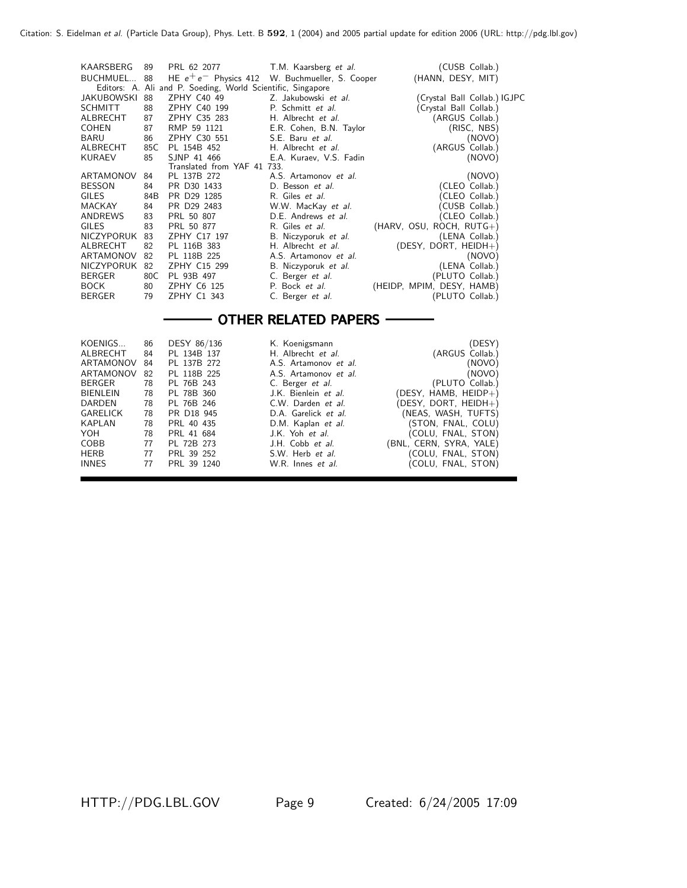| | | | | |
|---|---|---|---|---|
| KAARSBERG | 89 | PRL 62 2077 | T.M. Kaarsberg *et al.* | (CUSB Collab.) |
| BUCHMUEL... | 88 | HE $e^+e^-$ Physics 412 | W. Buchmueller, S. Cooper | (HANN, DESY, MIT) |
| | | Editors: A. Ali and P. Soeding, World Scientific, Singapore | | |
| JAKUBOWSKI | 88 | ZPHY C40 49 | Z. Jakubowski *et al.* | (Crystal Ball Collab.) IGJPC |
| SCHMITT | 88 | ZPHY C40 199 | P. Schmitt *et al.* | (Crystal Ball Collab.) |
| ALBRECHT | 87 | ZPHY C35 283 | H. Albrecht *et al.* | (ARGUS Collab.) |
| COHEN | 87 | RMP 59 1121 | E.R. Cohen, B.N. Taylor | (RISC, NBS) |
| BARU | 86 | ZPHY C30 551 | S.E. Baru *et al.* | (NOVO) |
| ALBRECHT | 85C | PL 154B 452 | H. Albrecht *et al.* | (ARGUS Collab.) |
| KURAEV | 85 | SJNP 41 466 | E.A. Kuraev, V.S. Fadin | (NOVO) |
| | | Translated from YAF 41 733. | | |
| ARTAMONOV | 84 | PL 137B 272 | A.S. Artamonov *et al.* | (NOVO) |
| BESSON | 84 | PR D30 1433 | D. Besson *et al.* | (CLEO Collab.) |
| GILES | 84B | PR D29 1285 | R. Giles *et al.* | (CLEO Collab.) |
| MACKAY | 84 | PR D29 2483 | W.W. MacKay *et al.* | (CUSB Collab.) |
| ANDREWS | 83 | PRL 50 807 | D.E. Andrews *et al.* | (CLEO Collab.) |
| GILES | 83 | PRL 50 877 | R. Giles *et al.* | (HARV, OSU, ROCH, RUTG+) |
| NICZYPORUK | 83 | ZPHY C17 197 | B. Niczyporuk *et al.* | (LENA Collab.) |
| ALBRECHT | 82 | PL 116B 383 | H. Albrecht *et al.* | (DESY, DORT, HEIDH+) |
| ARTAMONOV | 82 | PL 118B 225 | A.S. Artamonov *et al.* | (NOVO) |
| NICZYPORUK | 82 | ZPHY C15 299 | B. Niczyporuk *et al.* | (LENA Collab.) |
| BERGER | 80C | PL 93B 497 | C. Berger *et al.* | (PLUTO Collab.) |
| BOCK | 80 | ZPHY C6 125 | P. Bock *et al.* | (HEIDP, MPIM, DESY, HAMB) |
| BERGER | 79 | ZPHY C1 343 | C. Berger *et al.* | (PLUTO Collab.) |

## OTHER RELATED PAPERS

| | | | | |
|---|---|---|---|---|
| KOENIGS... | 86 | DESY 86/136 | K. Koenigsmann | (DESY) |
| ALBRECHT | 84 | PL 134B 137 | H. Albrecht *et al.* | (ARGUS Collab.) |
| ARTAMONOV | 84 | PL 137B 272 | A.S. Artamonov *et al.* | (NOVO) |
| ARTAMONOV | 82 | PL 118B 225 | A.S. Artamonov *et al.* | (NOVO) |
| BERGER | 78 | PL 76B 243 | C. Berger *et al.* | (PLUTO Collab.) |
| BIENLEIN | 78 | PL 78B 360 | J.K. Bienlein *et al.* | (DESY, HAMB, HEIDP+) |
| DARDEN | 78 | PL 76B 246 | C.W. Darden *et al.* | (DESY, DORT, HEIDH+) |
| GARELICK | 78 | PR D18 945 | D.A. Garelick *et al.* | (NEAS, WASH, TUFTS) |
| KAPLAN | 78 | PRL 40 435 | D.M. Kaplan *et al.* | (STON, FNAL, COLU) |
| YOH | 78 | PRL 41 684 | J.K. Yoh *et al.* | (COLU, FNAL, STON) |
| COBB | 77 | PL 72B 273 | J.H. Cobb *et al.* | (BNL, CERN, SYRA, YALE) |
| HERB | 77 | PRL 39 252 | S.W. Herb *et al.* | (COLU, FNAL, STON) |
| INNES | 77 | PRL 39 1240 | W.R. Innes *et al.* | (COLU, FNAL, STON) |